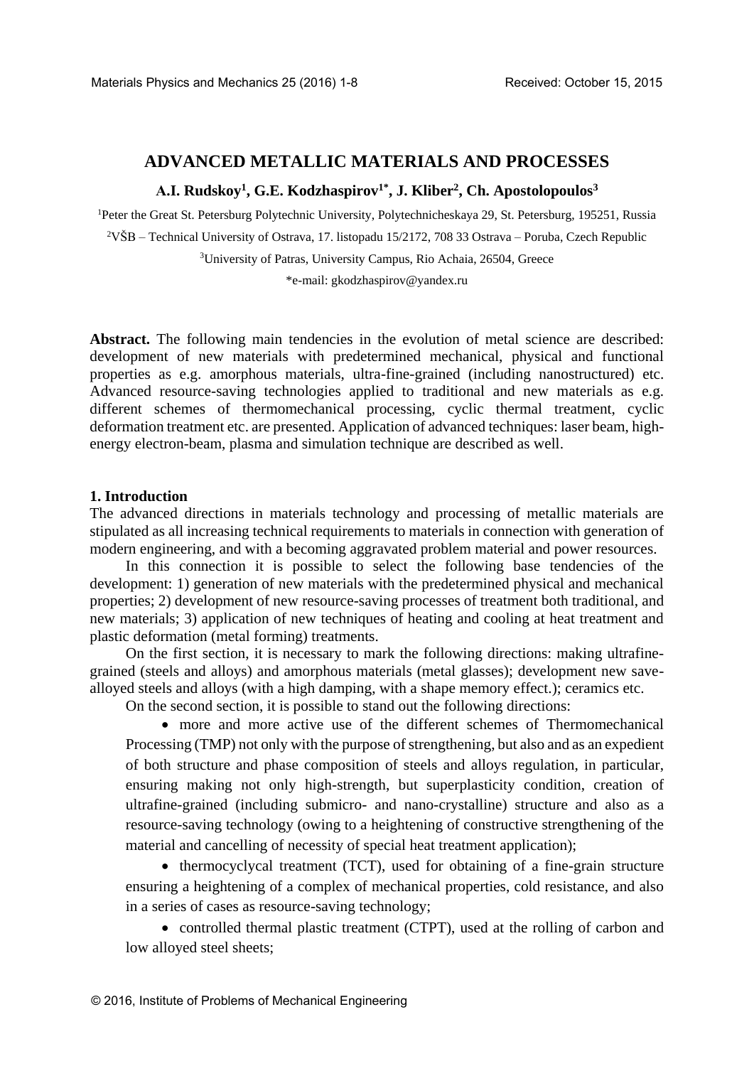# ADVANCED METALLIC MATERIALS AND PROCESSES

**A.I. Rudskoy[1], G.E. Kodzhaspirov[1*], J. Kliber[2], Ch. Apostolopoulos[3]**

[1]Peter the Great St. Petersburg Polytechnic University, Polytechnicheskaya 29, St. Petersburg, 195251, Russia

[2]VŠB – Technical University of Ostrava, 17. listopadu 15/2172, 708 33 Ostrava – Poruba, Czech Republic

[3]University of Patras, University Campus, Rio Achaia, 26504, Greece

*e-mail: gkodzhaspirov@yandex.ru

**Abstract.** The following main tendencies in the evolution of metal science are described: development of new materials with predetermined mechanical, physical and functional properties as e.g. amorphous materials, ultra-fine-grained (including nanostructured) etc. Advanced resource-saving technologies applied to traditional and new materials as e.g. different schemes of thermomechanical processing, cyclic thermal treatment, cyclic deformation treatment etc. are presented. Application of advanced techniques: laser beam, high-energy electron-beam, plasma and simulation technique are described as well.

## 1. Introduction

The advanced directions in materials technology and processing of metallic materials are stipulated as all increasing technical requirements to materials in connection with generation of modern engineering, and with a becoming aggravated problem material and power resources.

In this connection it is possible to select the following base tendencies of the development: 1) generation of new materials with the predetermined physical and mechanical properties; 2) development of new resource-saving processes of treatment both traditional, and new materials; 3) application of new techniques of heating and cooling at heat treatment and plastic deformation (metal forming) treatments.

On the first section, it is necessary to mark the following directions: making ultrafine-grained (steels and alloys) and amorphous materials (metal glasses); development new save-alloyed steels and alloys (with a high damping, with a shape memory effect.); ceramics etc.

On the second section, it is possible to stand out the following directions:

- more and more active use of the different schemes of Thermomechanical Processing (TMP) not only with the purpose of strengthening, but also and as an expedient of both structure and phase composition of steels and alloys regulation, in particular, ensuring making not only high-strength, but superplasticity condition, creation of ultrafine-grained (including submicro- and nano-crystalline) structure and also as a resource-saving technology (owing to a heightening of constructive strengthening of the material and cancelling of necessity of special heat treatment application);
- thermocyclycal treatment (TCT), used for obtaining of a fine-grain structure ensuring a heightening of a complex of mechanical properties, cold resistance, and also in a series of cases as resource-saving technology;
- controlled thermal plastic treatment (CTPT), used at the rolling of carbon and low alloyed steel sheets;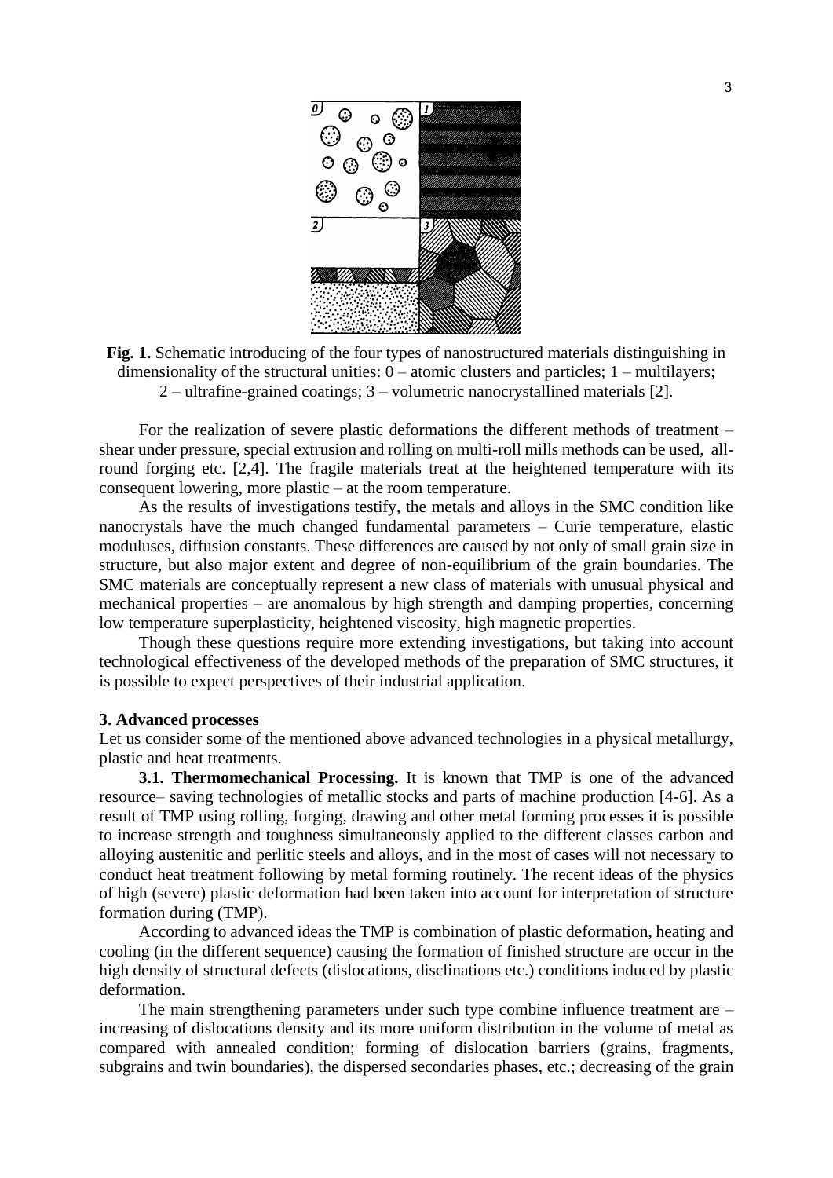**Fig. 1.** Schematic introducing of the four types of nanostructured materials distinguishing in dimensionality of the structural unities: 0 – atomic clusters and particles; 1 – multilayers; 2 – ultrafine-grained coatings; 3 – volumetric nanocrystallined materials [2].

For the realization of severe plastic deformations the different methods of treatment – shear under pressure, special extrusion and rolling on multi-roll mills methods can be used, all-round forging etc. [2,4]. The fragile materials treat at the heightened temperature with its consequent lowering, more plastic – at the room temperature.

As the results of investigations testify, the metals and alloys in the SMC condition like nanocrystals have the much changed fundamental parameters – Curie temperature, elastic moduluses, diffusion constants. These differences are caused by not only of small grain size in structure, but also major extent and degree of non-equilibrium of the grain boundaries. The SMC materials are conceptually represent a new class of materials with unusual physical and mechanical properties – are anomalous by high strength and damping properties, concerning low temperature superplasticity, heightened viscosity, high magnetic properties.

Though these questions require more extending investigations, but taking into account technological effectiveness of the developed methods of the preparation of SMC structures, it is possible to expect perspectives of their industrial application.

## 3. Advanced processes

Let us consider some of the mentioned above advanced technologies in a physical metallurgy, plastic and heat treatments.

**3.1. Thermomechanical Processing.** It is known that TMP is one of the advanced resource– saving technologies of metallic stocks and parts of machine production [4-6]. As a result of TMP using rolling, forging, drawing and other metal forming processes it is possible to increase strength and toughness simultaneously applied to the different classes carbon and alloying austenitic and perlitic steels and alloys, and in the most of cases will not necessary to conduct heat treatment following by metal forming routinely. The recent ideas of the physics of high (severe) plastic deformation had been taken into account for interpretation of structure formation during (TMP).

According to advanced ideas the TMP is combination of plastic deformation, heating and cooling (in the different sequence) causing the formation of finished structure are occur in the high density of structural defects (dislocations, disclinations etc.) conditions induced by plastic deformation.

The main strengthening parameters under such type combine influence treatment are – increasing of dislocations density and its more uniform distribution in the volume of metal as compared with annealed condition; forming of dislocation barriers (grains, fragments, subgrains and twin boundaries), the dispersed secondaries phases, etc.; decreasing of the grain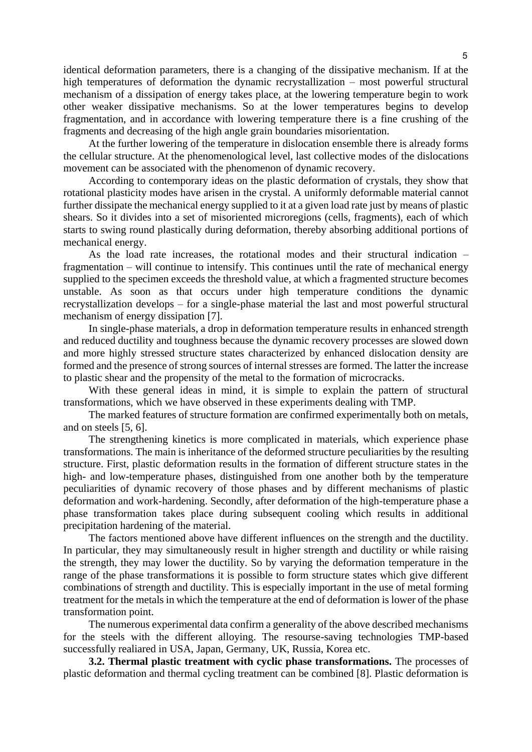identical deformation parameters, there is a changing of the dissipative mechanism. If at the high temperatures of deformation the dynamic recrystallization – most powerful structural mechanism of a dissipation of energy takes place, at the lowering temperature begin to work other weaker dissipative mechanisms. So at the lower temperatures begins to develop fragmentation, and in accordance with lowering temperature there is a fine crushing of the fragments and decreasing of the high angle grain boundaries misorientation.

At the further lowering of the temperature in dislocation ensemble there is already forms the cellular structure. At the phenomenological level, last collective modes of the dislocations movement can be associated with the phenomenon of dynamic recovery.

According to contemporary ideas on the plastic deformation of crystals, they show that rotational plasticity modes have arisen in the crystal. A uniformly deformable material cannot further dissipate the mechanical energy supplied to it at a given load rate just by means of plastic shears. So it divides into a set of misoriented microregions (cells, fragments), each of which starts to swing round plastically during deformation, thereby absorbing additional portions of mechanical energy.

As the load rate increases, the rotational modes and their structural indication – fragmentation – will continue to intensify. This continues until the rate of mechanical energy supplied to the specimen exceeds the threshold value, at which a fragmented structure becomes unstable. As soon as that occurs under high temperature conditions the dynamic recrystallization develops – for a single-phase material the last and most powerful structural mechanism of energy dissipation [7].

In single-phase materials, a drop in deformation temperature results in enhanced strength and reduced ductility and toughness because the dynamic recovery processes are slowed down and more highly stressed structure states characterized by enhanced dislocation density are formed and the presence of strong sources of internal stresses are formed. The latter the increase to plastic shear and the propensity of the metal to the formation of microcracks.

With these general ideas in mind, it is simple to explain the pattern of structural transformations, which we have observed in these experiments dealing with TMP.

The marked features of structure formation are confirmed experimentally both on metals, and on steels [5, 6].

The strengthening kinetics is more complicated in materials, which experience phase transformations. The main is inheritance of the deformed structure peculiarities by the resulting structure. First, plastic deformation results in the formation of different structure states in the high- and low-temperature phases, distinguished from one another both by the temperature peculiarities of dynamic recovery of those phases and by different mechanisms of plastic deformation and work-hardening. Secondly, after deformation of the high-temperature phase a phase transformation takes place during subsequent cooling which results in additional precipitation hardening of the material.

The factors mentioned above have different influences on the strength and the ductility. In particular, they may simultaneously result in higher strength and ductility or while raising the strength, they may lower the ductility. So by varying the deformation temperature in the range of the phase transformations it is possible to form structure states which give different combinations of strength and ductility. This is especially important in the use of metal forming treatment for the metals in which the temperature at the end of deformation is lower of the phase transformation point.

The numerous experimental data confirm a generality of the above described mechanisms for the steels with the different alloying. The resourse-saving technologies TMP-based successfully realiared in USA, Japan, Germany, UK, Russia, Korea etc.

**3.2. Thermal plastic treatment with cyclic phase transformations.** The processes of plastic deformation and thermal cycling treatment can be combined [8]. Plastic deformation is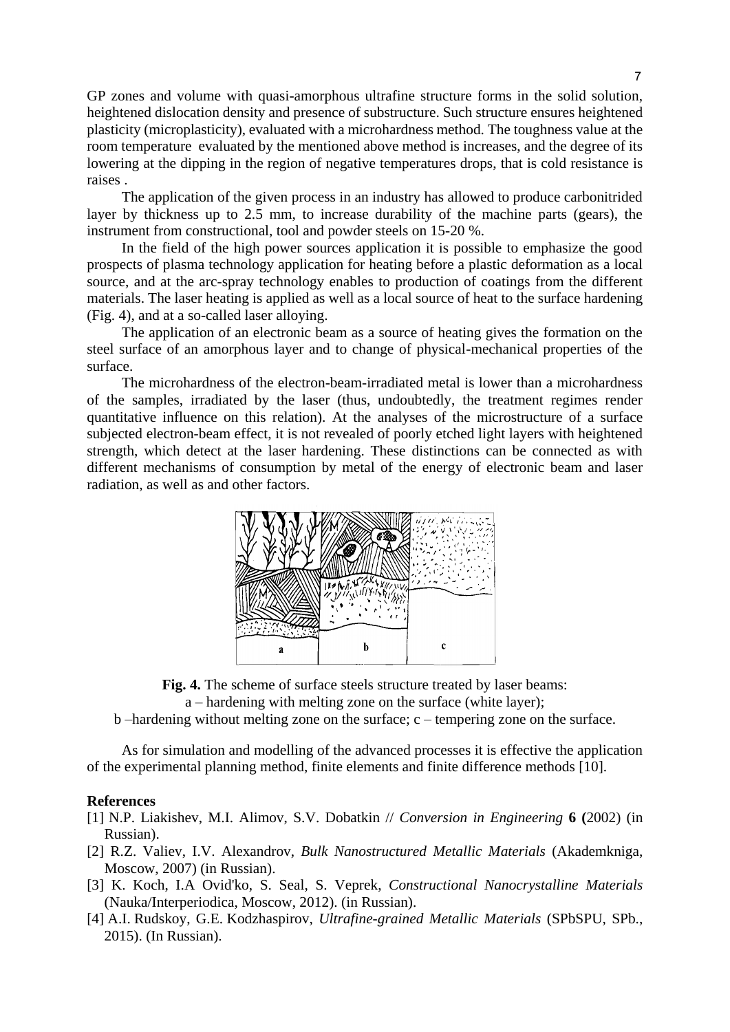GP zones and volume with quasi-amorphous ultrafine structure forms in the solid solution, heightened dislocation density and presence of substructure. Such structure ensures heightened plasticity (microplasticity), evaluated with a microhardness method. The toughness value at the room temperature evaluated by the mentioned above method is increases, and the degree of its lowering at the dipping in the region of negative temperatures drops, that is cold resistance is raises .

The application of the given process in an industry has allowed to produce carbonitrided layer by thickness up to 2.5 mm, to increase durability of the machine parts (gears), the instrument from constructional, tool and powder steels on 15-20 %.

In the field of the high power sources application it is possible to emphasize the good prospects of plasma technology application for heating before a plastic deformation as a local source, and at the arc-spray technology enables to production of coatings from the different materials. The laser heating is applied as well as a local source of heat to the surface hardening (Fig. 4), and at a so-called laser alloying.

The application of an electronic beam as a source of heating gives the formation on the steel surface of an amorphous layer and to change of physical-mechanical properties of the surface.

The microhardness of the electron-beam-irradiated metal is lower than a microhardness of the samples, irradiated by the laser (thus, undoubtedly, the treatment regimes render quantitative influence on this relation). At the analyses of the microstructure of a surface subjected electron-beam effect, it is not revealed of poorly etched light layers with heightened strength, which detect at the laser hardening. These distinctions can be connected as with different mechanisms of consumption by metal of the energy of electronic beam and laser radiation, as well as and other factors.

**Fig. 4.** The scheme of surface steels structure treated by laser beams:
a – hardening with melting zone on the surface (white layer);
b –hardening without melting zone on the surface; c – tempering zone on the surface.

As for simulation and modelling of the advanced processes it is effective the application of the experimental planning method, finite elements and finite difference methods [10].

**References**

[1] N.P. Liakishev, M.I. Alimov, S.V. Dobatkin // *Conversion in Engineering* **6 (**2002) (in Russian).

[2] R.Z. Valiev, I.V. Alexandrov, *Bulk Nanostructured Metallic Materials* (Akademkniga, Moscow, 2007) (in Russian).

[3] K. Koch, I.A Ovid'ko, S. Seal, S. Veprek, *Constructional Nanocrystalline Materials* (Nauka/Interperiodica, Moscow, 2012). (in Russian).

[4] A.I. Rudskoy, G.E. Kodzhaspirov, *Ultrafine-grained Metallic Materials* (SPbSPU, SPb., 2015). (In Russian).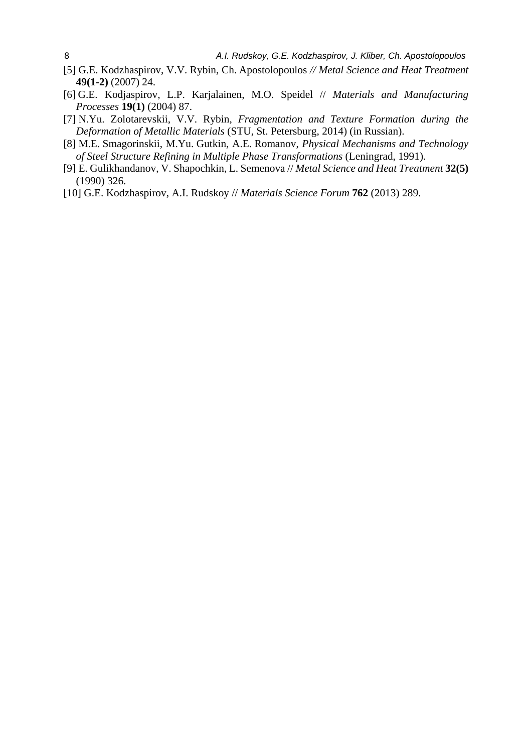[5] G.E. Kodzhaspirov, V.V. Rybin, Ch. Apostolopoulos *// Metal Science and Heat Treatment* **49(1-2)** (2007) 24.

[6] G.E. Kodjaspirov, L.P. Karjalainen, M.O. Speidel // *Materials and Manufacturing Processes* **19(1)** (2004) 87.

[7] N.Yu. Zolotarevskii, V.V. Rybin, *Fragmentation and Texture Formation during the Deformation of Metallic Materials* (STU, St. Petersburg, 2014) (in Russian).

[8] M.E. Smagorinskii, M.Yu. Gutkin, A.E. Romanov, *Physical Mechanisms and Technology of Steel Structure Refining in Multiple Phase Transformations* (Leningrad, 1991).

[9] E. Gulikhandanov, V. Shapochkin, L. Semenova // *Metal Science and Heat Treatment* **32(5)** (1990) 326.

[10] G.E. Kodzhaspirov, A.I. Rudskoy // *Materials Science Forum* **762** (2013) 289.